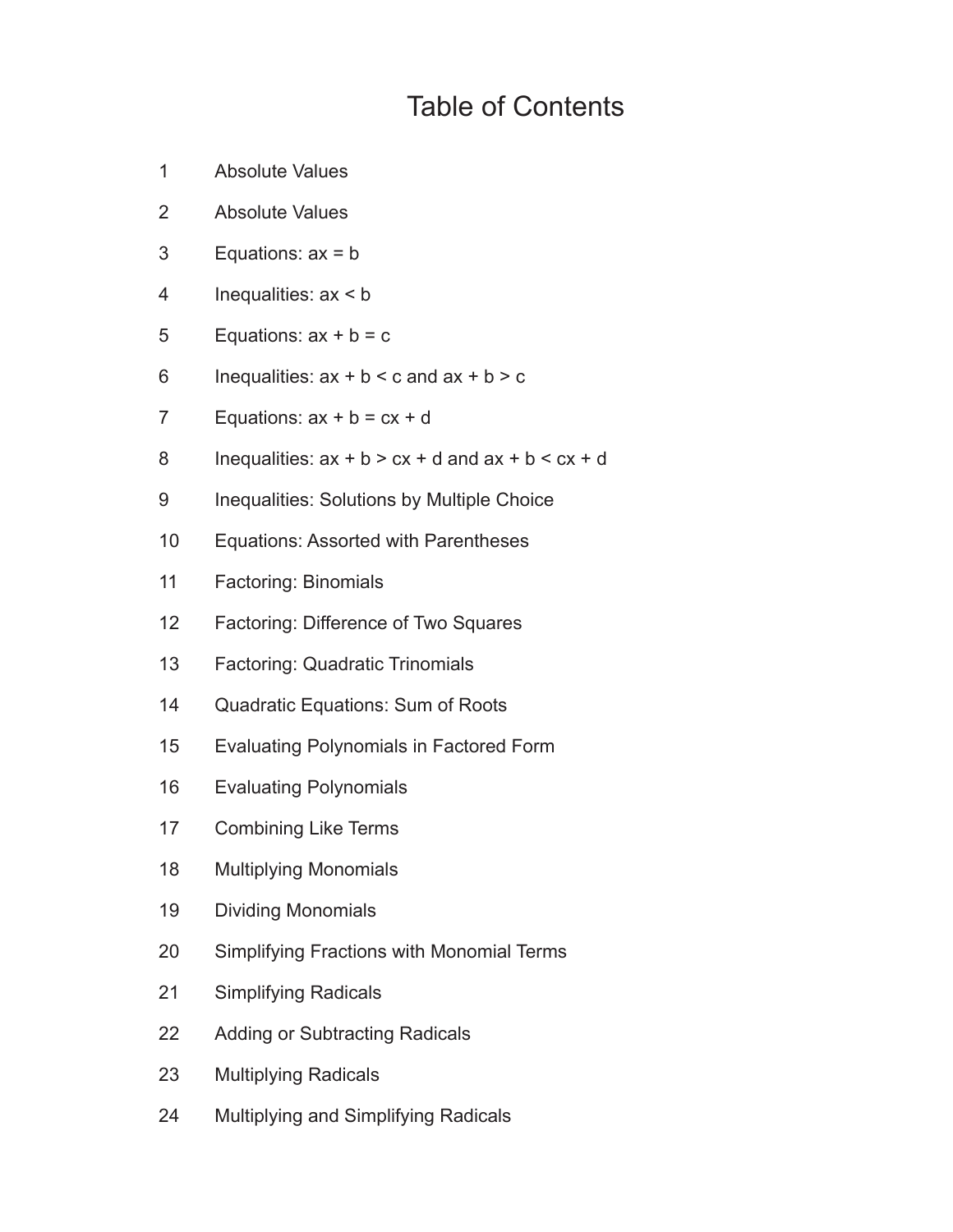# Table of Contents

1 Absolute Values

2 Absolute Values

3 Equations: $ax = b$

4 Inequalities: $ax < b$

5 Equations: $ax + b = c$

6 Inequalities: $ax + b < c$ and $ax + b > c$

7 Equations: $ax + b = cx + d$

8 Inequalities: $ax + b > cx + d$ and $ax + b < cx + d$

9 Inequalities: Solutions by Multiple Choice

10 Equations: Assorted with Parentheses

11 Factoring: Binomials

12 Factoring: Difference of Two Squares

13 Factoring: Quadratic Trinomials

14 Quadratic Equations: Sum of Roots

15 Evaluating Polynomials in Factored Form

16 Evaluating Polynomials

17 Combining Like Terms

18 Multiplying Monomials

19 Dividing Monomials

20 Simplifying Fractions with Monomial Terms

21 Simplifying Radicals

22 Adding or Subtracting Radicals

23 Multiplying Radicals

24 Multiplying and Simplifying Radicals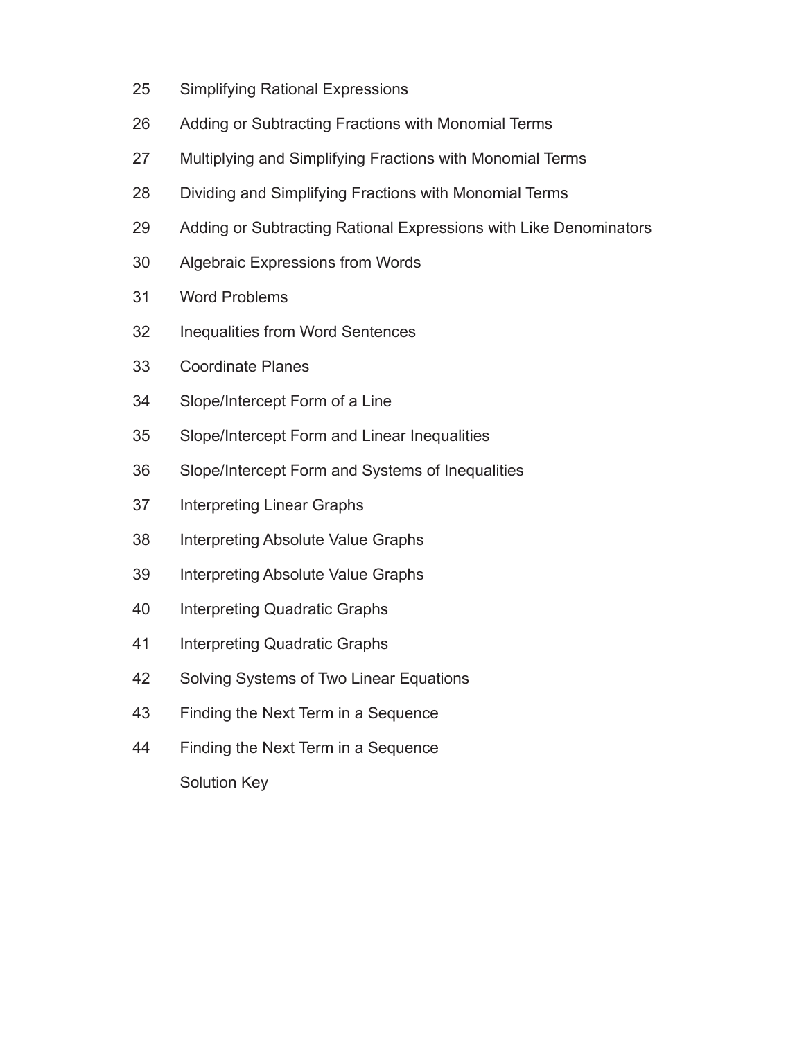25 Simplifying Rational Expressions

26 Adding or Subtracting Fractions with Monomial Terms

27 Multiplying and Simplifying Fractions with Monomial Terms

28 Dividing and Simplifying Fractions with Monomial Terms

29 Adding or Subtracting Rational Expressions with Like Denominators

30 Algebraic Expressions from Words

31 Word Problems

32 Inequalities from Word Sentences

33 Coordinate Planes

34 Slope/Intercept Form of a Line

35 Slope/Intercept Form and Linear Inequalities

36 Slope/Intercept Form and Systems of Inequalities

37 Interpreting Linear Graphs

38 Interpreting Absolute Value Graphs

39 Interpreting Absolute Value Graphs

40 Interpreting Quadratic Graphs

41 Interpreting Quadratic Graphs

42 Solving Systems of Two Linear Equations

43 Finding the Next Term in a Sequence

44 Finding the Next Term in a Sequence

Solution Key